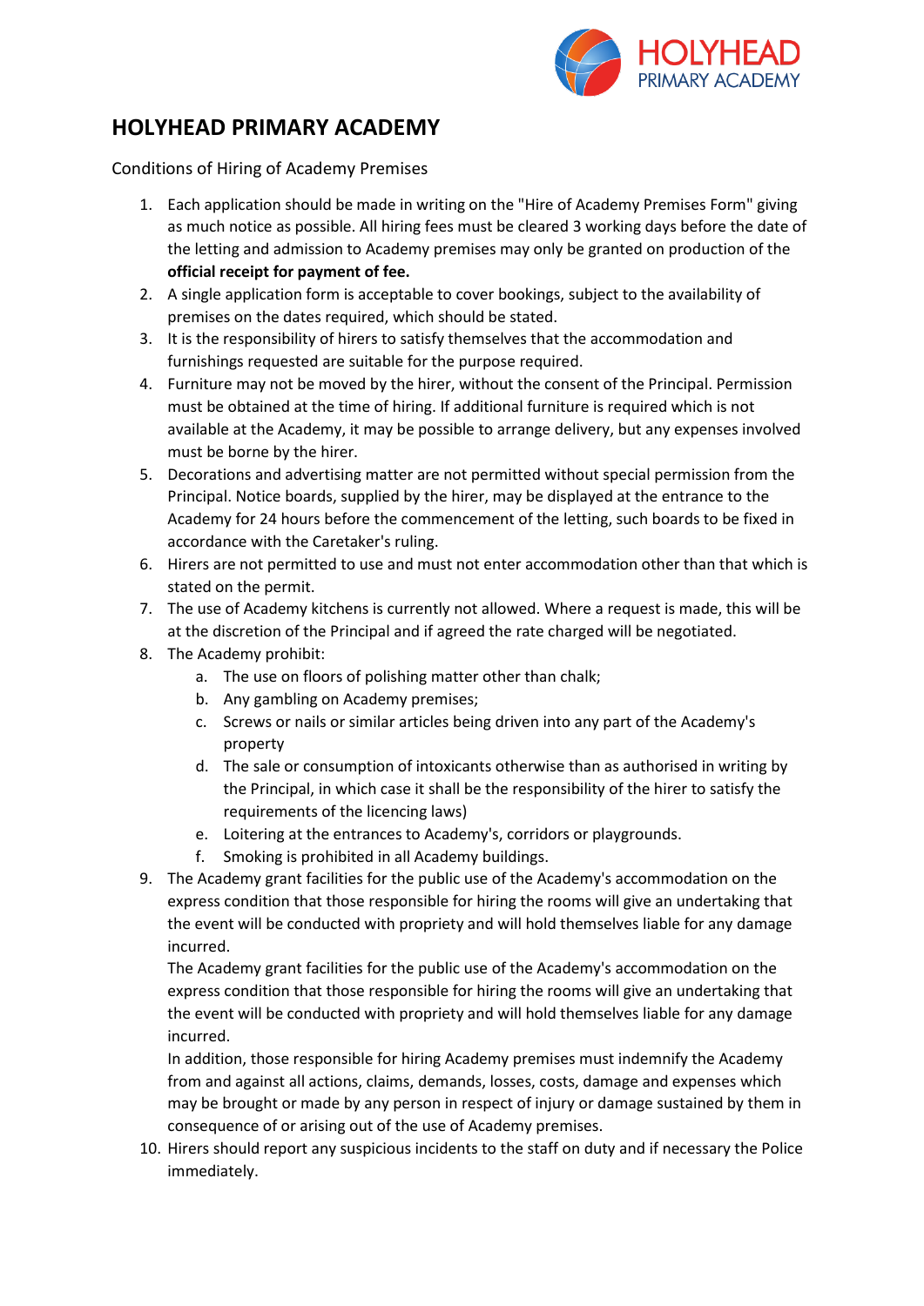# HOLYHEAD PRIMARY ACADEMY

Conditions of Hiring of Academy Premises

1. Each application should be made in writing on the "Hire of Academy Premises Form" giving as much notice as possible. All hiring fees must be cleared 3 working days before the date of the letting and admission to Academy premises may only be granted on production of the **official receipt for payment of fee.**
2. A single application form is acceptable to cover bookings, subject to the availability of premises on the dates required, which should be stated.
3. It is the responsibility of hirers to satisfy themselves that the accommodation and furnishings requested are suitable for the purpose required.
4. Furniture may not be moved by the hirer, without the consent of the Principal. Permission must be obtained at the time of hiring. If additional furniture is required which is not available at the Academy, it may be possible to arrange delivery, but any expenses involved must be borne by the hirer.
5. Decorations and advertising matter are not permitted without special permission from the Principal. Notice boards, supplied by the hirer, may be displayed at the entrance to the Academy for 24 hours before the commencement of the letting, such boards to be fixed in accordance with the Caretaker's ruling.
6. Hirers are not permitted to use and must not enter accommodation other than that which is stated on the permit.
7. The use of Academy kitchens is currently not allowed. Where a request is made, this will be at the discretion of the Principal and if agreed the rate charged will be negotiated.
8. The Academy prohibit:
    a. The use on floors of polishing matter other than chalk;
    b. Any gambling on Academy premises;
    c. Screws or nails or similar articles being driven into any part of the Academy's property
    d. The sale or consumption of intoxicants otherwise than as authorised in writing by the Principal, in which case it shall be the responsibility of the hirer to satisfy the requirements of the licencing laws)
    e. Loitering at the entrances to Academy's, corridors or playgrounds.
    f. Smoking is prohibited in all Academy buildings.
9. The Academy grant facilities for the public use of the Academy's accommodation on the express condition that those responsible for hiring the rooms will give an undertaking that the event will be conducted with propriety and will hold themselves liable for any damage incurred.

   The Academy grant facilities for the public use of the Academy's accommodation on the express condition that those responsible for hiring the rooms will give an undertaking that the event will be conducted with propriety and will hold themselves liable for any damage incurred.

   In addition, those responsible for hiring Academy premises must indemnify the Academy from and against all actions, claims, demands, losses, costs, damage and expenses which may be brought or made by any person in respect of injury or damage sustained by them in consequence of or arising out of the use of Academy premises.
10. Hirers should report any suspicious incidents to the staff on duty and if necessary the Police immediately.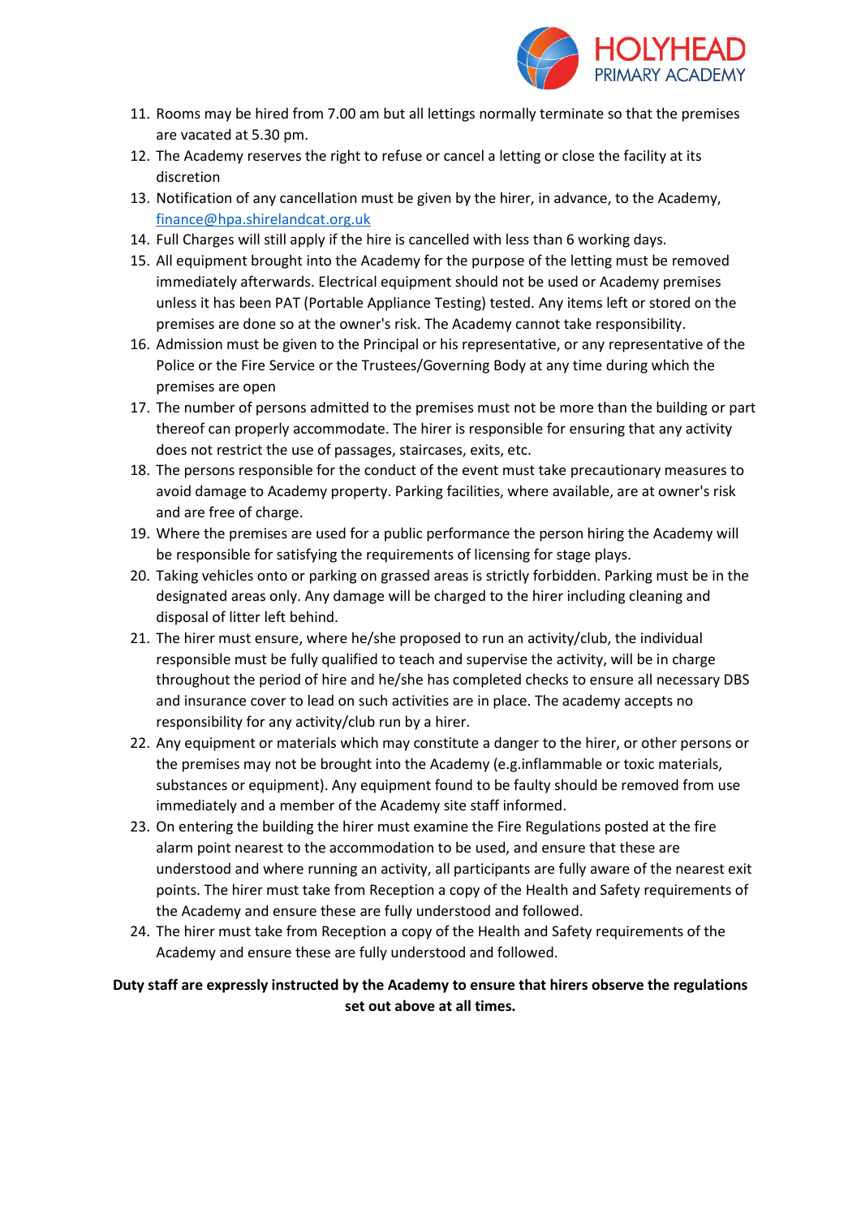11. Rooms may be hired from 7.00 am but all lettings normally terminate so that the premises are vacated at 5.30 pm.
12. The Academy reserves the right to refuse or cancel a letting or close the facility at its discretion
13. Notification of any cancellation must be given by the hirer, in advance, to the Academy, finance@hpa.shirelandcat.org.uk
14. Full Charges will still apply if the hire is cancelled with less than 6 working days.
15. All equipment brought into the Academy for the purpose of the letting must be removed immediately afterwards. Electrical equipment should not be used or Academy premises unless it has been PAT (Portable Appliance Testing) tested. Any items left or stored on the premises are done so at the owner's risk. The Academy cannot take responsibility.
16. Admission must be given to the Principal or his representative, or any representative of the Police or the Fire Service or the Trustees/Governing Body at any time during which the premises are open
17. The number of persons admitted to the premises must not be more than the building or part thereof can properly accommodate. The hirer is responsible for ensuring that any activity does not restrict the use of passages, staircases, exits, etc.
18. The persons responsible for the conduct of the event must take precautionary measures to avoid damage to Academy property. Parking facilities, where available, are at owner's risk and are free of charge.
19. Where the premises are used for a public performance the person hiring the Academy will be responsible for satisfying the requirements of licensing for stage plays.
20. Taking vehicles onto or parking on grassed areas is strictly forbidden. Parking must be in the designated areas only. Any damage will be charged to the hirer including cleaning and disposal of litter left behind.
21. The hirer must ensure, where he/she proposed to run an activity/club, the individual responsible must be fully qualified to teach and supervise the activity, will be in charge throughout the period of hire and he/she has completed checks to ensure all necessary DBS and insurance cover to lead on such activities are in place. The academy accepts no responsibility for any activity/club run by a hirer.
22. Any equipment or materials which may constitute a danger to the hirer, or other persons or the premises may not be brought into the Academy (e.g.inflammable or toxic materials, substances or equipment). Any equipment found to be faulty should be removed from use immediately and a member of the Academy site staff informed.
23. On entering the building the hirer must examine the Fire Regulations posted at the fire alarm point nearest to the accommodation to be used, and ensure that these are understood and where running an activity, all participants are fully aware of the nearest exit points. The hirer must take from Reception a copy of the Health and Safety requirements of the Academy and ensure these are fully understood and followed.
24. The hirer must take from Reception a copy of the Health and Safety requirements of the Academy and ensure these are fully understood and followed.

**Duty staff are expressly instructed by the Academy to ensure that hirers observe the regulations set out above at all times.**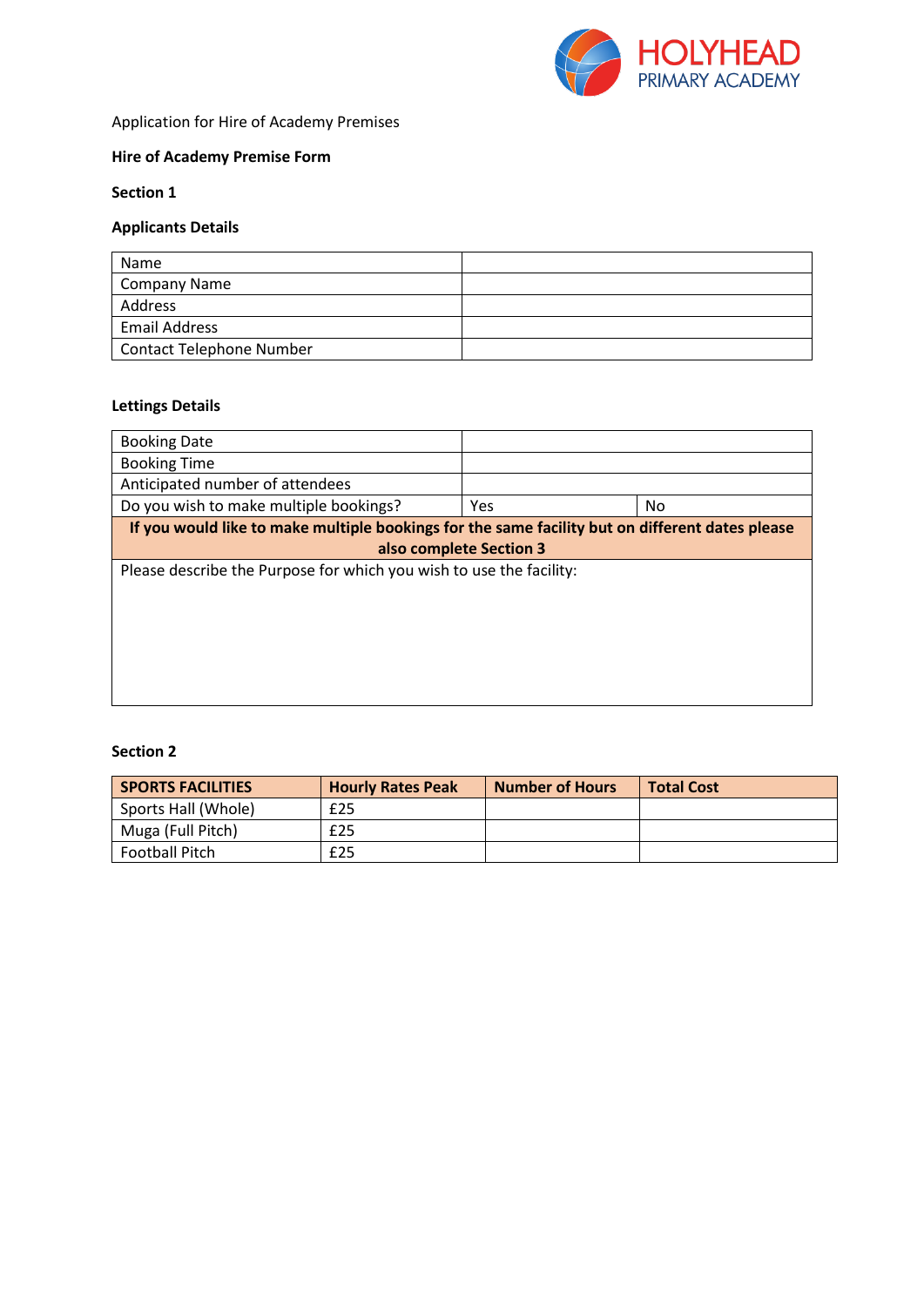HOLYHEAD PRIMARY ACADEMY

Application for Hire of Academy Premises

**Hire of Academy Premise Form**

**Section 1**

**Applicants Details**

| Name | |
|---|---|
| Company Name | |
| Address | |
| Email Address | |
| Contact Telephone Number | |

**Lettings Details**

| Booking Date | | |
|---|---|---|
| Booking Time | | |
| Anticipated number of attendees | | |
| Do you wish to make multiple bookings? | Yes | No |
| **If you would like to make multiple bookings for the same facility but on different dates please also complete Section 3** | | |
| Please describe the Purpose for which you wish to use the facility: | | |

**Section 2**

| SPORTS FACILITIES | Hourly Rates Peak | Number of Hours | Total Cost |
|---|---|---|---|
| Sports Hall (Whole) | £25 | | |
| Muga (Full Pitch) | £25 | | |
| Football Pitch | £25 | | |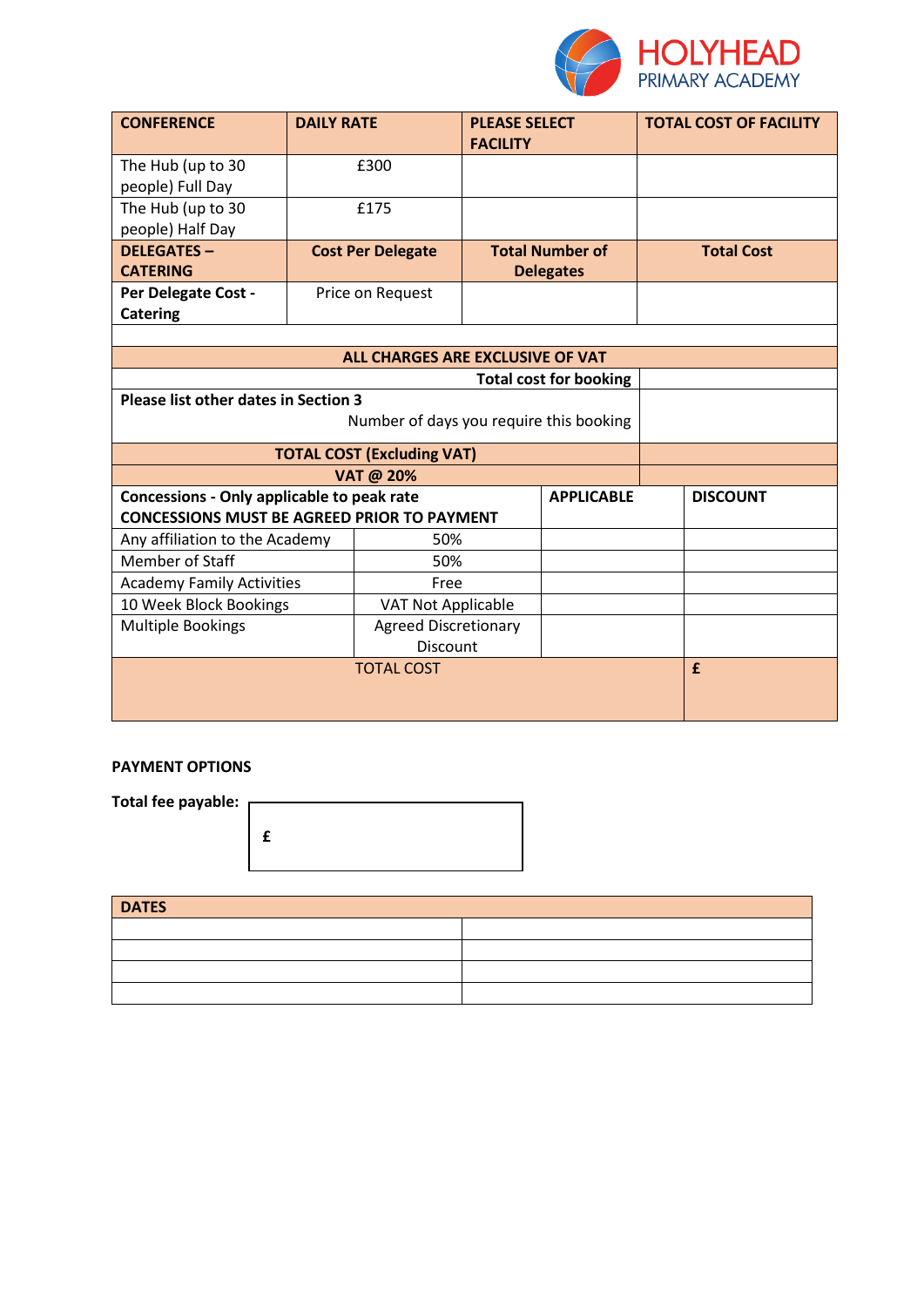| CONFERENCE | DAILY RATE | PLEASE SELECT FACILITY | TOTAL COST OF FACILITY |
|---|---|---|---|
| The Hub (up to 30 people) Full Day | £300 | | |
| The Hub (up to 30 people) Half Day | £175 | | |
| **DELEGATES – CATERING** | **Cost Per Delegate** | **Total Number of Delegates** | **Total Cost** |
| **Per Delegate Cost - Catering** | Price on Request | | |

| | |
|---|---|
| **ALL CHARGES ARE EXCLUSIVE OF VAT** | |
| **Total cost for booking** | |
| **Please list other dates in Section 3** Number of days you require this booking | |
| **TOTAL COST (Excluding VAT)** | |
| **VAT @ 20%** | |

| Concessions - Only applicable to peak rate CONCESSIONS MUST BE AGREED PRIOR TO PAYMENT | | APPLICABLE | DISCOUNT |
|---|---|---|---|
| Any affiliation to the Academy | 50% | | |
| Member of Staff | 50% | | |
| Academy Family Activities | Free | | |
| 10 Week Block Bookings | VAT Not Applicable | | |
| Multiple Bookings | Agreed Discretionary Discount | | |
| TOTAL COST | | | **£** |

**PAYMENT OPTIONS**

**Total fee payable:** **£**

| DATES | |
|---|---|
| | |
| | |
| | |
| | |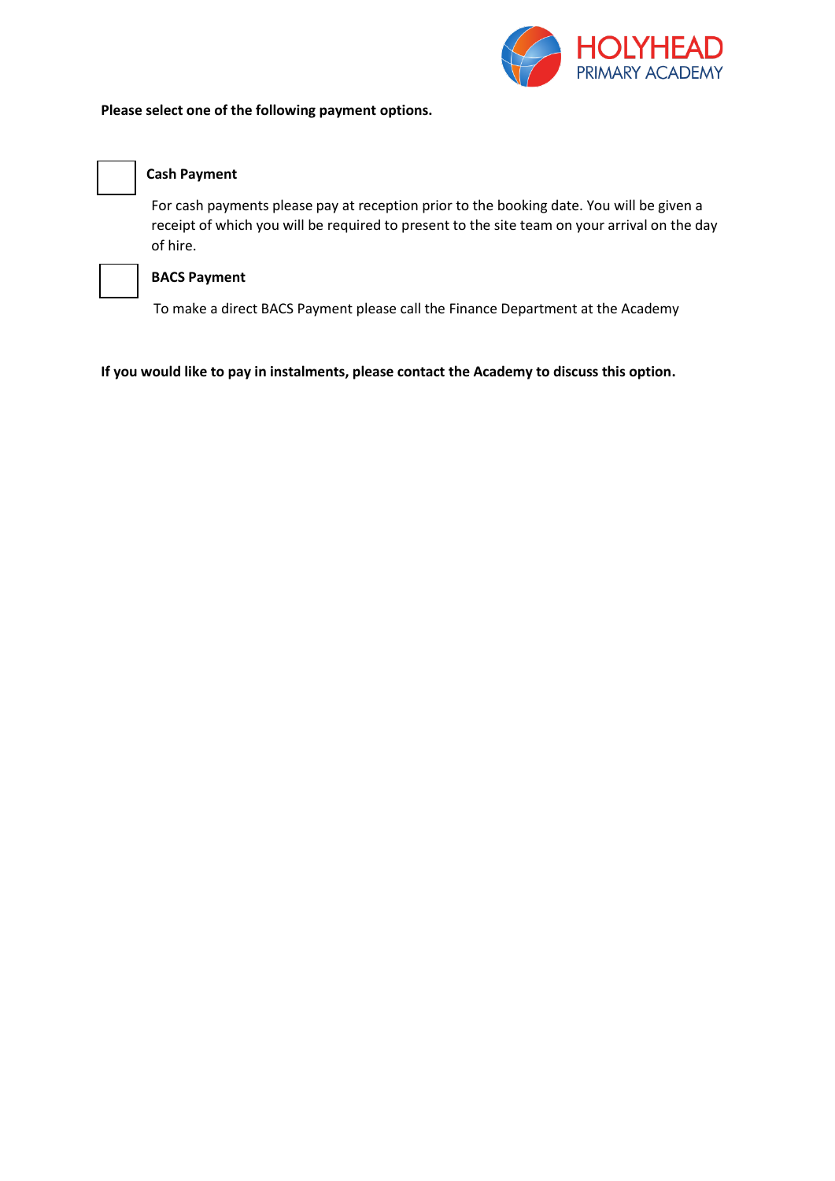**Please select one of the following payment options.**

☐ **Cash Payment**

For cash payments please pay at reception prior to the booking date. You will be given a receipt of which you will be required to present to the site team on your arrival on the day of hire.

☐ **BACS Payment**

To make a direct BACS Payment please call the Finance Department at the Academy

**If you would like to pay in instalments, please contact the Academy to discuss this option.**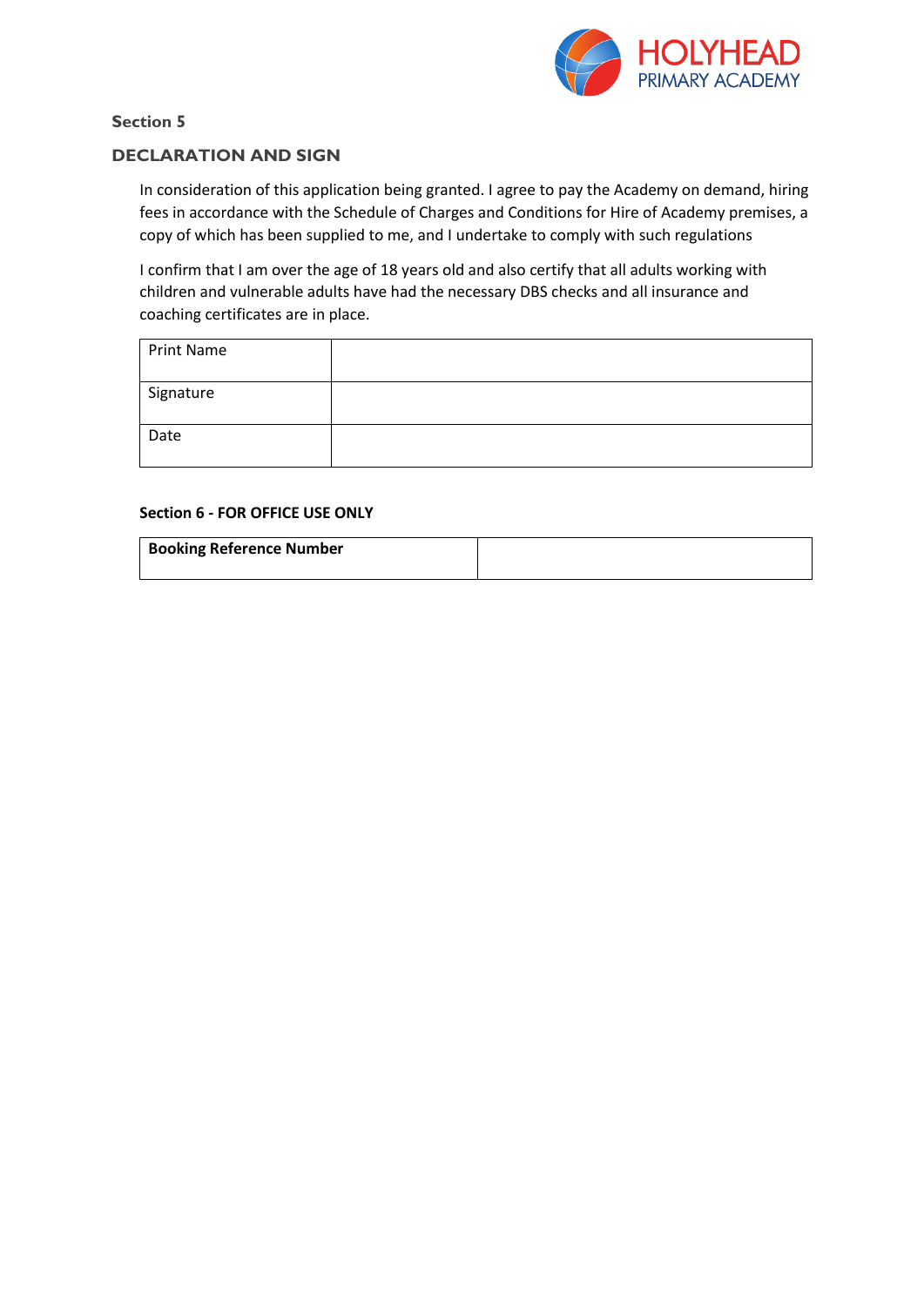## Section 5

### DECLARATION AND SIGN

In consideration of this application being granted. I agree to pay the Academy on demand, hiring fees in accordance with the Schedule of Charges and Conditions for Hire of Academy premises, a copy of which has been supplied to me, and I undertake to comply with such regulations

I confirm that I am over the age of 18 years old and also certify that all adults working with children and vulnerable adults have had the necessary DBS checks and all insurance and coaching certificates are in place.

| Print Name | |
|---|---|
| Signature | |
| Date | |

**Section 6 - FOR OFFICE USE ONLY**

| **Booking Reference Number** | |
|---|---|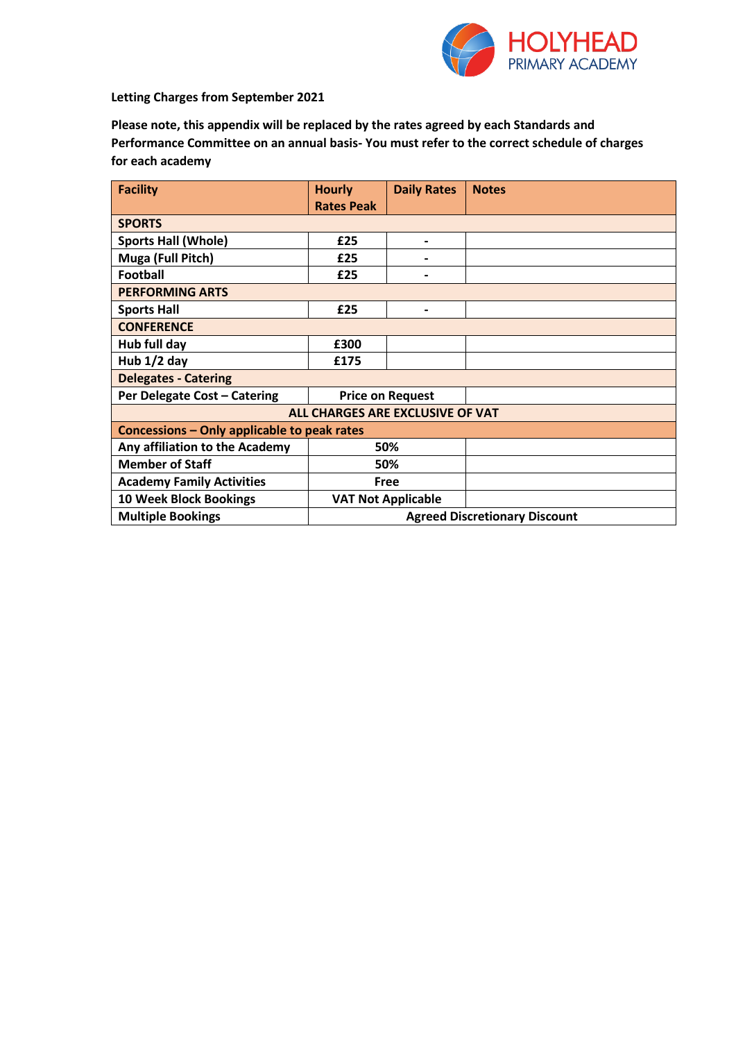HOLYHEAD PRIMARY ACADEMY

**Letting Charges from September 2021**

**Please note, this appendix will be replaced by the rates agreed by each Standards and Performance Committee on an annual basis- You must refer to the correct schedule of charges for each academy**

| Facility | Hourly Rates Peak | Daily Rates | Notes |
|---|---|---|---|
| **SPORTS** | | | |
| **Sports Hall (Whole)** | **£25** | **-** | |
| **Muga (Full Pitch)** | **£25** | **-** | |
| **Football** | **£25** | **-** | |
| **PERFORMING ARTS** | | | |
| **Sports Hall** | **£25** | **-** | |
| **CONFERENCE** | | | |
| **Hub full day** | **£300** | | |
| **Hub 1/2 day** | **£175** | | |
| **Delegates - Catering** | | | |
| **Per Delegate Cost – Catering** | **Price on Request** | | |
| **ALL CHARGES ARE EXCLUSIVE OF VAT** | | | |
| **Concessions – Only applicable to peak rates** | | | |
| **Any affiliation to the Academy** | **50%** | | |
| **Member of Staff** | **50%** | | |
| **Academy Family Activities** | **Free** | | |
| **10 Week Block Bookings** | **VAT Not Applicable** | | |
| **Multiple Bookings** | **Agreed Discretionary Discount** | | |